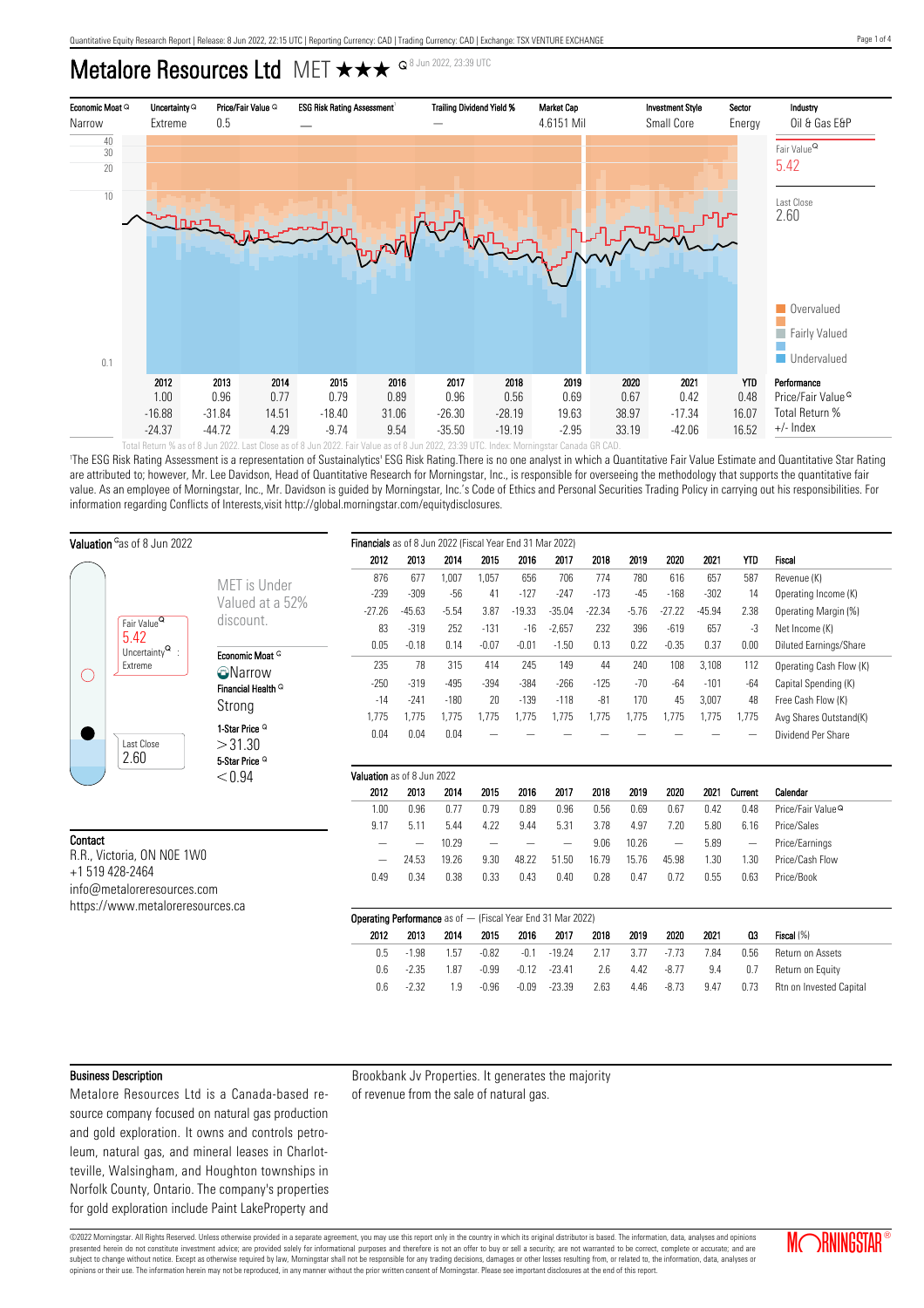# Metalore Resources Ltd MET ★★★

8 Jun 2022, 23:39 UTC

| Economic Moat | Uncertainty | Price/Fair Value | ESG Risk Rating Assessment[1] | Trailing Dividend Yield % | Market Cap | Investment Style | Sector | Industry |
|---|---|---|---|---|---|---|---|---|
| Narrow | Extreme | 0.5 | — | — | 4.6151 Mil | Small Core | Energy | Oil & Gas E&P |

Fair Value 5.42

Last Close 2.60

Overvalued / Fairly Valued / Undervalued

| | 2012 | 2013 | 2014 | 2015 | 2016 | 2017 | 2018 | 2019 | 2020 | 2021 | YTD | Performance |
|---|---|---|---|---|---|---|---|---|---|---|---|---|
| | 1.00 | 0.96 | 0.77 | 0.79 | 0.89 | 0.96 | 0.56 | 0.69 | 0.67 | 0.42 | 0.48 | Price/Fair Value |
| | -16.88 | -31.84 | 14.51 | -18.40 | 31.06 | -26.30 | -28.19 | 19.63 | 38.97 | -17.34 | 16.07 | Total Return % |
| | -24.37 | -44.72 | 4.29 | -9.74 | 9.54 | -35.50 | -19.19 | -2.95 | 33.19 | -42.06 | 16.52 | +/- Index |

Total Return % as of 8 Jun 2022. Last Close as of 8 Jun 2022. Fair Value as of 8 Jun 2022, 23:39 UTC. Index: Morningstar Canada GR CAD.

[1]The ESG Risk Rating Assessment is a representation of Sustainalytics' ESG Risk Rating.There is no one analyst in which a Quantitative Fair Value Estimate and Quantitative Star Rating are attributed to; however, Mr. Lee Davidson, Head of Quantitative Research for Morningstar, Inc., is responsible for overseeing the methodology that supports the quantitative fair value. As an employee of Morningstar, Inc., Mr. Davidson is guided by Morningstar, Inc.'s Code of Ethics and Personal Securities Trading Policy in carrying out his responsibilities. For information regarding Conflicts of Interests,visit http://global.morningstar.com/equitydisclosures.

## Valuation as of 8 Jun 2022

Fair Value 5.42

Uncertainty: Extreme

Last Close 2.60

MET is Under Valued at a 52% discount.

**Economic Moat**
Narrow

**Financial Health**
Strong

**1-Star Price**
> 31.30

**5-Star Price**
< 0.94

## Contact

R.R., Victoria, ON N0E 1W0
+1 519 428-2464
info@metaloreresources.com
https://www.metaloreresources.ca

## Financials as of 8 Jun 2022 (Fiscal Year End 31 Mar 2022)

| 2012 | 2013 | 2014 | 2015 | 2016 | 2017 | 2018 | 2019 | 2020 | 2021 | YTD | Fiscal |
|---|---|---|---|---|---|---|---|---|---|---|---|
| 876 | 677 | 1,007 | 1,057 | 656 | 706 | 774 | 780 | 616 | 657 | 587 | Revenue (K) |
| -239 | -309 | -56 | 41 | -127 | -247 | -173 | -45 | -168 | -302 | 14 | Operating Income (K) |
| -27.26 | -45.63 | -5.54 | 3.87 | -19.33 | -35.04 | -22.34 | -5.76 | -27.22 | -45.94 | 2.38 | Operating Margin (%) |
| 83 | -319 | 252 | -131 | -16 | -2,657 | 232 | 396 | -619 | 657 | -3 | Net Income (K) |
| 0.05 | -0.18 | 0.14 | -0.07 | -0.01 | -1.50 | 0.13 | 0.22 | -0.35 | 0.37 | 0.00 | Diluted Earnings/Share |
| 235 | 78 | 315 | 414 | 245 | 149 | 44 | 240 | 108 | 3,108 | 112 | Operating Cash Flow (K) |
| -250 | -319 | -495 | -394 | -384 | -266 | -125 | -70 | -64 | -101 | -64 | Capital Spending (K) |
| -14 | -241 | -180 | 20 | -139 | -118 | -81 | 170 | 45 | 3,007 | 48 | Free Cash Flow (K) |
| 1,775 | 1,775 | 1,775 | 1,775 | 1,775 | 1,775 | 1,775 | 1,775 | 1,775 | 1,775 | 1,775 | Avg Shares Outstand(K) |
| 0.04 | 0.04 | 0.04 | — | — | — | — | — | — | — | — | Dividend Per Share |

## Valuation as of 8 Jun 2022

| 2012 | 2013 | 2014 | 2015 | 2016 | 2017 | 2018 | 2019 | 2020 | 2021 | Current | Calendar |
|---|---|---|---|---|---|---|---|---|---|---|---|
| 1.00 | 0.96 | 0.77 | 0.79 | 0.89 | 0.96 | 0.56 | 0.69 | 0.67 | 0.42 | 0.48 | Price/Fair Value |
| 9.17 | 5.11 | 5.44 | 4.22 | 9.44 | 5.31 | 3.78 | 4.97 | 7.20 | 5.80 | 6.16 | Price/Sales |
| — | — | 10.29 | — | — | — | 9.06 | 10.26 | — | 5.89 | — | Price/Earnings |
| — | 24.53 | 19.26 | 9.30 | 48.22 | 51.50 | 16.79 | 15.76 | 45.98 | 1.30 | 1.30 | Price/Cash Flow |
| 0.49 | 0.34 | 0.38 | 0.33 | 0.43 | 0.40 | 0.28 | 0.47 | 0.72 | 0.55 | 0.63 | Price/Book |

## Operating Performance as of — (Fiscal Year End 31 Mar 2022)

| 2012 | 2013 | 2014 | 2015 | 2016 | 2017 | 2018 | 2019 | 2020 | 2021 | Q3 | Fiscal (%) |
|---|---|---|---|---|---|---|---|---|---|---|---|
| 0.5 | -1.98 | 1.57 | -0.82 | -0.1 | -19.24 | 2.17 | 3.77 | -7.73 | 7.84 | 0.56 | Return on Assets |
| 0.6 | -2.35 | 1.87 | -0.99 | -0.12 | -23.41 | 2.6 | 4.42 | -8.77 | 9.4 | 0.7 | Return on Equity |
| 0.6 | -2.32 | 1.9 | -0.96 | -0.09 | -23.39 | 2.63 | 4.46 | -8.73 | 9.47 | 0.73 | Rtn on Invested Capital |

## Business Description

Metalore Resources Ltd is a Canada-based resource company focused on natural gas production and gold exploration. It owns and controls petroleum, natural gas, and mineral leases in Charlotteville, Walsingham, and Houghton townships in Norfolk County, Ontario. The company's properties for gold exploration include Paint LakeProperty and Brookbank Jv Properties. It generates the majority of revenue from the sale of natural gas.

©2022 Morningstar. All Rights Reserved. Unless otherwise provided in a separate agreement, you may use this report only in the country in which its original distributor is based. The information, data, analyses and opinions presented herein do not constitute investment advice; are provided solely for informational purposes and therefore is not an offer to buy or sell a security; are not warranted to be correct, complete or accurate; and are subject to change without notice. Except as otherwise required by law, Morningstar shall not be responsible for any trading decisions, damages or other losses resulting from, or related to, the information, data, analyses or opinions or their use. The information herein may not be reproduced, in any manner without the prior written consent of Morningstar. Please see important disclosures at the end of this report.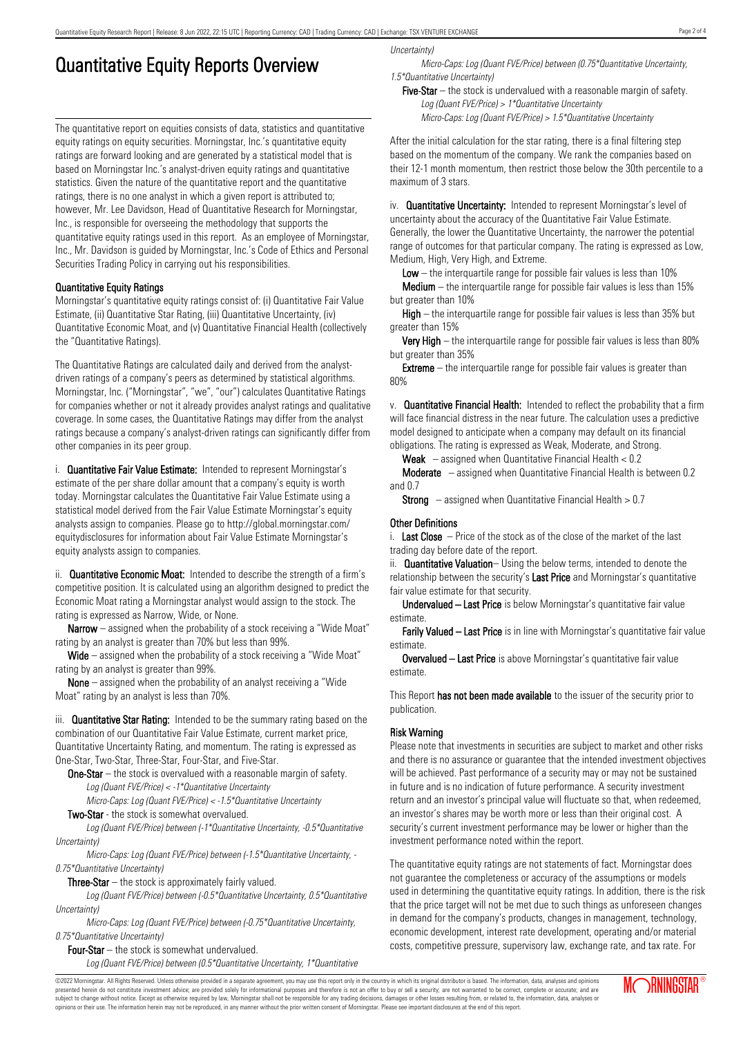# Quantitative Equity Reports Overview

The quantitative report on equities consists of data, statistics and quantitative equity ratings on equity securities. Morningstar, Inc.'s quantitative equity ratings are forward looking and are generated by a statistical model that is based on Morningstar Inc.'s analyst-driven equity ratings and quantitative statistics. Given the nature of the quantitative report and the quantitative ratings, there is no one analyst in which a given report is attributed to; however, Mr. Lee Davidson, Head of Quantitative Research for Morningstar, Inc., is responsible for overseeing the methodology that supports the quantitative equity ratings used in this report. As an employee of Morningstar, Inc., Mr. Davidson is guided by Morningstar, Inc.'s Code of Ethics and Personal Securities Trading Policy in carrying out his responsibilities.

### Quantitative Equity Ratings

Morningstar's quantitative equity ratings consist of: (i) Quantitative Fair Value Estimate, (ii) Quantitative Star Rating, (iii) Quantitative Uncertainty, (iv) Quantitative Economic Moat, and (v) Quantitative Financial Health (collectively the "Quantitative Ratings).

The Quantitative Ratings are calculated daily and derived from the analyst-driven ratings of a company's peers as determined by statistical algorithms. Morningstar, Inc. ("Morningstar", "we", "our") calculates Quantitative Ratings for companies whether or not it already provides analyst ratings and qualitative coverage. In some cases, the Quantitative Ratings may differ from the analyst ratings because a company's analyst-driven ratings can significantly differ from other companies in its peer group.

i. **Quantitative Fair Value Estimate:** Intended to represent Morningstar's estimate of the per share dollar amount that a company's equity is worth today. Morningstar calculates the Quantitative Fair Value Estimate using a statistical model derived from the Fair Value Estimate Morningstar's equity analysts assign to companies. Please go to http://global.morningstar.com/equitydisclosures for information about Fair Value Estimate Morningstar's equity analysts assign to companies.

ii. **Quantitative Economic Moat:** Intended to describe the strength of a firm's competitive position. It is calculated using an algorithm designed to predict the Economic Moat rating a Morningstar analyst would assign to the stock. The rating is expressed as Narrow, Wide, or None.

**Narrow** – assigned when the probability of a stock receiving a "Wide Moat" rating by an analyst is greater than 70% but less than 99%.

**Wide** – assigned when the probability of a stock receiving a "Wide Moat" rating by an analyst is greater than 99%.

**None** – assigned when the probability of an analyst receiving a "Wide Moat" rating by an analyst is less than 70%.

iii. **Quantitative Star Rating:** Intended to be the summary rating based on the combination of our Quantitative Fair Value Estimate, current market price, Quantitative Uncertainty Rating, and momentum. The rating is expressed as One-Star, Two-Star, Three-Star, Four-Star, and Five-Star.

**One-Star** – the stock is overvalued with a reasonable margin of safety.
*Log (Quant FVE/Price) < -1\*Quantitative Uncertainty*
*Micro-Caps: Log (Quant FVE/Price) < -1.5\*Quantitative Uncertainty*

**Two-Star** - the stock is somewhat overvalued.
*Log (Quant FVE/Price) between (-1\*Quantitative Uncertainty, -0.5\*Quantitative Uncertainty)*
*Micro-Caps: Log (Quant FVE/Price) between (-1.5\*Quantitative Uncertainty, -0.75\*Quantitative Uncertainty)*

**Three-Star** – the stock is approximately fairly valued.
*Log (Quant FVE/Price) between (-0.5\*Quantitative Uncertainty, 0.5\*Quantitative Uncertainty)*
*Micro-Caps: Log (Quant FVE/Price) between (-0.75\*Quantitative Uncertainty, 0.75\*Quantitative Uncertainty)*

**Four-Star** – the stock is somewhat undervalued.
*Log (Quant FVE/Price) between (0.5\*Quantitative Uncertainty, 1\*Quantitative Uncertainty)*
*Micro-Caps: Log (Quant FVE/Price) between (0.75\*Quantitative Uncertainty, 1.5\*Quantitative Uncertainty)*

**Five-Star** – the stock is undervalued with a reasonable margin of safety.
*Log (Quant FVE/Price) > 1\*Quantitative Uncertainty*
*Micro-Caps: Log (Quant FVE/Price) > 1.5\*Quantitative Uncertainty*

After the initial calculation for the star rating, there is a final filtering step based on the momentum of the company. We rank the companies based on their 12-1 month momentum, then restrict those below the 30th percentile to a maximum of 3 stars.

iv. **Quantitative Uncertainty:** Intended to represent Morningstar's level of uncertainty about the accuracy of the Quantitative Fair Value Estimate. Generally, the lower the Quantitative Uncertainty, the narrower the potential range of outcomes for that particular company. The rating is expressed as Low, Medium, High, Very High, and Extreme.

**Low** – the interquartile range for possible fair values is less than 10%

**Medium** – the interquartile range for possible fair values is less than 15% but greater than 10%

**High** – the interquartile range for possible fair values is less than 35% but greater than 15%

**Very High** – the interquartile range for possible fair values is less than 80% but greater than 35%

**Extreme** – the interquartile range for possible fair values is greater than 80%

v. **Quantitative Financial Health:** Intended to reflect the probability that a firm will face financial distress in the near future. The calculation uses a predictive model designed to anticipate when a company may default on its financial obligations. The rating is expressed as Weak, Moderate, and Strong.

**Weak** – assigned when Quantitative Financial Health < 0.2

**Moderate** – assigned when Quantitative Financial Health is between 0.2 and 0.7

**Strong** – assigned when Quantitative Financial Health > 0.7

### Other Definitions

i. **Last Close** – Price of the stock as of the close of the market of the last trading day before date of the report.

ii. **Quantitative Valuation**– Using the below terms, intended to denote the relationship between the security's **Last Price** and Morningstar's quantitative fair value estimate for that security.

**Undervalued – Last Price** is below Morningstar's quantitative fair value estimate.

**Farily Valued – Last Price** is in line with Morningstar's quantitative fair value estimate.

**Overvalued – Last Price** is above Morningstar's quantitative fair value estimate.

This Report **has not been made available** to the issuer of the security prior to publication.

### Risk Warning

Please note that investments in securities are subject to market and other risks and there is no assurance or guarantee that the intended investment objectives will be achieved. Past performance of a security may or may not be sustained in future and is no indication of future performance. A security investment return and an investor's principal value will fluctuate so that, when redeemed, an investor's shares may be worth more or less than their original cost. A security's current investment performance may be lower or higher than the investment performance noted within the report.

The quantitative equity ratings are not statements of fact. Morningstar does not guarantee the completeness or accuracy of the assumptions or models used in determining the quantitative equity ratings. In addition, there is the risk that the price target will not be met due to such things as unforeseen changes in demand for the company's products, changes in management, technology, economic development, interest rate development, operating and/or material costs, competitive pressure, supervisory law, exchange rate, and tax rate. For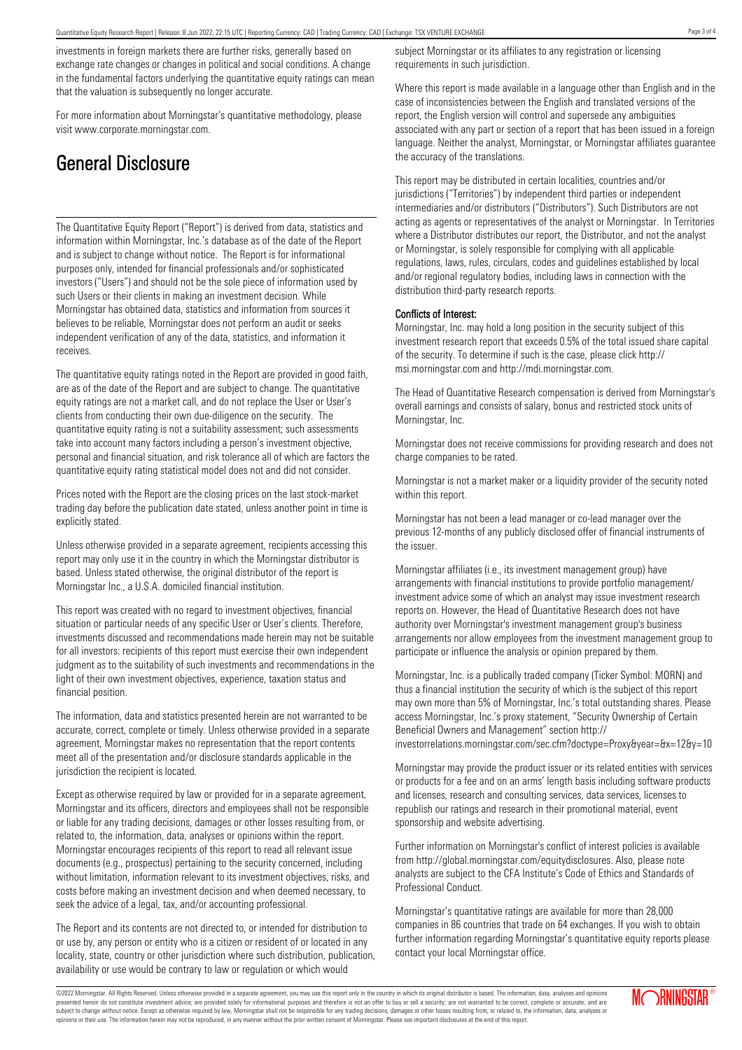investments in foreign markets there are further risks, generally based on exchange rate changes or changes in political and social conditions. A change in the fundamental factors underlying the quantitative equity ratings can mean that the valuation is subsequently no longer accurate.

For more information about Morningstar's quantitative methodology, please visit www.corporate.morningstar.com.

# General Disclosure

The Quantitative Equity Report ("Report") is derived from data, statistics and information within Morningstar, Inc.'s database as of the date of the Report and is subject to change without notice. The Report is for informational purposes only, intended for financial professionals and/or sophisticated investors ("Users") and should not be the sole piece of information used by such Users or their clients in making an investment decision. While Morningstar has obtained data, statistics and information from sources it believes to be reliable, Morningstar does not perform an audit or seeks independent verification of any of the data, statistics, and information it receives.

The quantitative equity ratings noted in the Report are provided in good faith, are as of the date of the Report and are subject to change. The quantitative equity ratings are not a market call, and do not replace the User or User's clients from conducting their own due-diligence on the security. The quantitative equity rating is not a suitability assessment; such assessments take into account many factors including a person's investment objective, personal and financial situation, and risk tolerance all of which are factors the quantitative equity rating statistical model does not and did not consider.

Prices noted with the Report are the closing prices on the last stock-market trading day before the publication date stated, unless another point in time is explicitly stated.

Unless otherwise provided in a separate agreement, recipients accessing this report may only use it in the country in which the Morningstar distributor is based. Unless stated otherwise, the original distributor of the report is Morningstar Inc., a U.S.A. domiciled financial institution.

This report was created with no regard to investment objectives, financial situation or particular needs of any specific User or User's clients. Therefore, investments discussed and recommendations made herein may not be suitable for all investors: recipients of this report must exercise their own independent judgment as to the suitability of such investments and recommendations in the light of their own investment objectives, experience, taxation status and financial position.

The information, data and statistics presented herein are not warranted to be accurate, correct, complete or timely. Unless otherwise provided in a separate agreement, Morningstar makes no representation that the report contents meet all of the presentation and/or disclosure standards applicable in the jurisdiction the recipient is located.

Except as otherwise required by law or provided for in a separate agreement, Morningstar and its officers, directors and employees shall not be responsible or liable for any trading decisions, damages or other losses resulting from, or related to, the information, data, analyses or opinions within the report. Morningstar encourages recipients of this report to read all relevant issue documents (e.g., prospectus) pertaining to the security concerned, including without limitation, information relevant to its investment objectives, risks, and costs before making an investment decision and when deemed necessary, to seek the advice of a legal, tax, and/or accounting professional.

The Report and its contents are not directed to, or intended for distribution to or use by, any person or entity who is a citizen or resident of or located in any locality, state, country or other jurisdiction where such distribution, publication, availability or use would be contrary to law or regulation or which would subject Morningstar or its affiliates to any registration or licensing requirements in such jurisdiction.

Where this report is made available in a language other than English and in the case of inconsistencies between the English and translated versions of the report, the English version will control and supersede any ambiguities associated with any part or section of a report that has been issued in a foreign language. Neither the analyst, Morningstar, or Morningstar affiliates guarantee the accuracy of the translations.

This report may be distributed in certain localities, countries and/or jurisdictions ("Territories") by independent third parties or independent intermediaries and/or distributors ("Distributors"). Such Distributors are not acting as agents or representatives of the analyst or Morningstar. In Territories where a Distributor distributes our report, the Distributor, and not the analyst or Morningstar, is solely responsible for complying with all applicable regulations, laws, rules, circulars, codes and guidelines established by local and/or regional regulatory bodies, including laws in connection with the distribution third-party research reports.

**Conflicts of Interest:**

Morningstar, Inc. may hold a long position in the security subject of this investment research report that exceeds 0.5% of the total issued share capital of the security. To determine if such is the case, please click http://msi.morningstar.com and http://mdi.morningstar.com.

The Head of Quantitative Research compensation is derived from Morningstar's overall earnings and consists of salary, bonus and restricted stock units of Morningstar, Inc.

Morningstar does not receive commissions for providing research and does not charge companies to be rated.

Morningstar is not a market maker or a liquidity provider of the security noted within this report.

Morningstar has not been a lead manager or co-lead manager over the previous 12-months of any publicly disclosed offer of financial instruments of the issuer.

Morningstar affiliates (i.e., its investment management group) have arrangements with financial institutions to provide portfolio management/ investment advice some of which an analyst may issue investment research reports on. However, the Head of Quantitative Research does not have authority over Morningstar's investment management group's business arrangements nor allow employees from the investment management group to participate or influence the analysis or opinion prepared by them.

Morningstar, Inc. is a publically traded company (Ticker Symbol: MORN) and thus a financial institution the security of which is the subject of this report may own more than 5% of Morningstar, Inc.'s total outstanding shares. Please access Morningstar, Inc.'s proxy statement, "Security Ownership of Certain Beneficial Owners and Management" section http://investorrelations.morningstar.com/sec.cfm?doctype=Proxy&year=&x=12&y=10

Morningstar may provide the product issuer or its related entities with services or products for a fee and on an arms' length basis including software products and licenses, research and consulting services, data services, licenses to republish our ratings and research in their promotional material, event sponsorship and website advertising.

Further information on Morningstar's conflict of interest policies is available from http://global.morningstar.com/equitydisclosures. Also, please note analysts are subject to the CFA Institute's Code of Ethics and Standards of Professional Conduct.

Morningstar's quantitative ratings are available for more than 28,000 companies in 86 countries that trade on 64 exchanges. If you wish to obtain further information regarding Morningstar's quantitative equity reports please contact your local Morningstar office.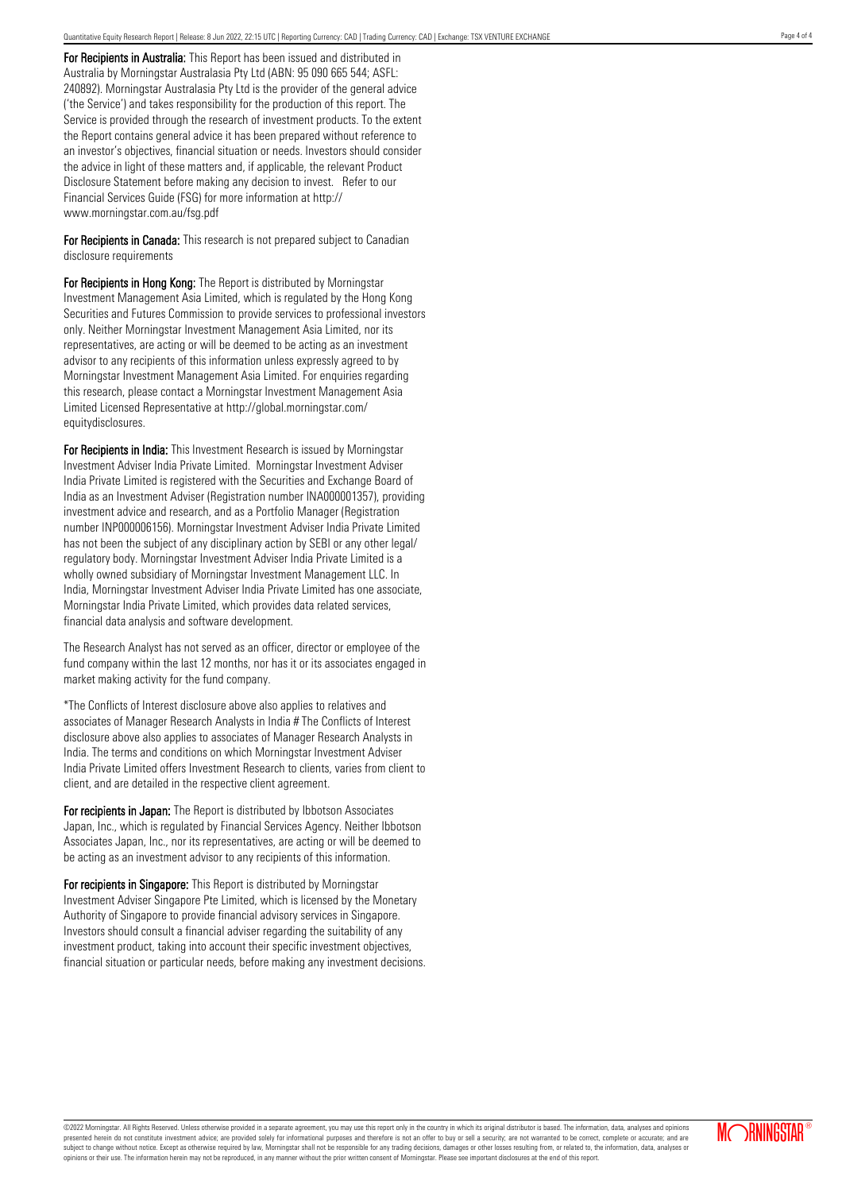**For Recipients in Australia:** This Report has been issued and distributed in Australia by Morningstar Australasia Pty Ltd (ABN: 95 090 665 544; ASFL: 240892). Morningstar Australasia Pty Ltd is the provider of the general advice ('the Service') and takes responsibility for the production of this report. The Service is provided through the research of investment products. To the extent the Report contains general advice it has been prepared without reference to an investor's objectives, financial situation or needs. Investors should consider the advice in light of these matters and, if applicable, the relevant Product Disclosure Statement before making any decision to invest. Refer to our Financial Services Guide (FSG) for more information at http://www.morningstar.com.au/fsg.pdf

**For Recipients in Canada:** This research is not prepared subject to Canadian disclosure requirements

**For Recipients in Hong Kong:** The Report is distributed by Morningstar Investment Management Asia Limited, which is regulated by the Hong Kong Securities and Futures Commission to provide services to professional investors only. Neither Morningstar Investment Management Asia Limited, nor its representatives, are acting or will be deemed to be acting as an investment advisor to any recipients of this information unless expressly agreed to by Morningstar Investment Management Asia Limited. For enquiries regarding this research, please contact a Morningstar Investment Management Asia Limited Licensed Representative at http://global.morningstar.com/equitydisclosures.

**For Recipients in India:** This Investment Research is issued by Morningstar Investment Adviser India Private Limited. Morningstar Investment Adviser India Private Limited is registered with the Securities and Exchange Board of India as an Investment Adviser (Registration number INA000001357), providing investment advice and research, and as a Portfolio Manager (Registration number INP000006156). Morningstar Investment Adviser India Private Limited has not been the subject of any disciplinary action by SEBI or any other legal/regulatory body. Morningstar Investment Adviser India Private Limited is a wholly owned subsidiary of Morningstar Investment Management LLC. In India, Morningstar Investment Adviser India Private Limited has one associate, Morningstar India Private Limited, which provides data related services, financial data analysis and software development.

The Research Analyst has not served as an officer, director or employee of the fund company within the last 12 months, nor has it or its associates engaged in market making activity for the fund company.

*The Conflicts of Interest disclosure above also applies to relatives and associates of Manager Research Analysts in India # The Conflicts of Interest disclosure above also applies to associates of Manager Research Analysts in India. The terms and conditions on which Morningstar Investment Adviser India Private Limited offers Investment Research to clients, varies from client to client, and are detailed in the respective client agreement.

**For recipients in Japan:** The Report is distributed by Ibbotson Associates Japan, Inc., which is regulated by Financial Services Agency. Neither Ibbotson Associates Japan, Inc., nor its representatives, are acting or will be deemed to be acting as an investment advisor to any recipients of this information.

**For recipients in Singapore:** This Report is distributed by Morningstar Investment Adviser Singapore Pte Limited, which is licensed by the Monetary Authority of Singapore to provide financial advisory services in Singapore. Investors should consult a financial adviser regarding the suitability of any investment product, taking into account their specific investment objectives, financial situation or particular needs, before making any investment decisions.

©2022 Morningstar. All Rights Reserved. Unless otherwise provided in a separate agreement, you may use this report only in the country in which its original distributor is based. The information, data, analyses and opinions presented herein do not constitute investment advice; are provided solely for informational purposes and therefore is not an offer to buy or sell a security; are not warranted to be correct, complete or accurate; and are subject to change without notice. Except as otherwise required by law, Morningstar shall not be responsible for any trading decisions, damages or other losses resulting from, or related to, the information, data, analyses or opinions or their use. The information herein may not be reproduced, in any manner without the prior written consent of Morningstar. Please see important disclosures at the end of this report.